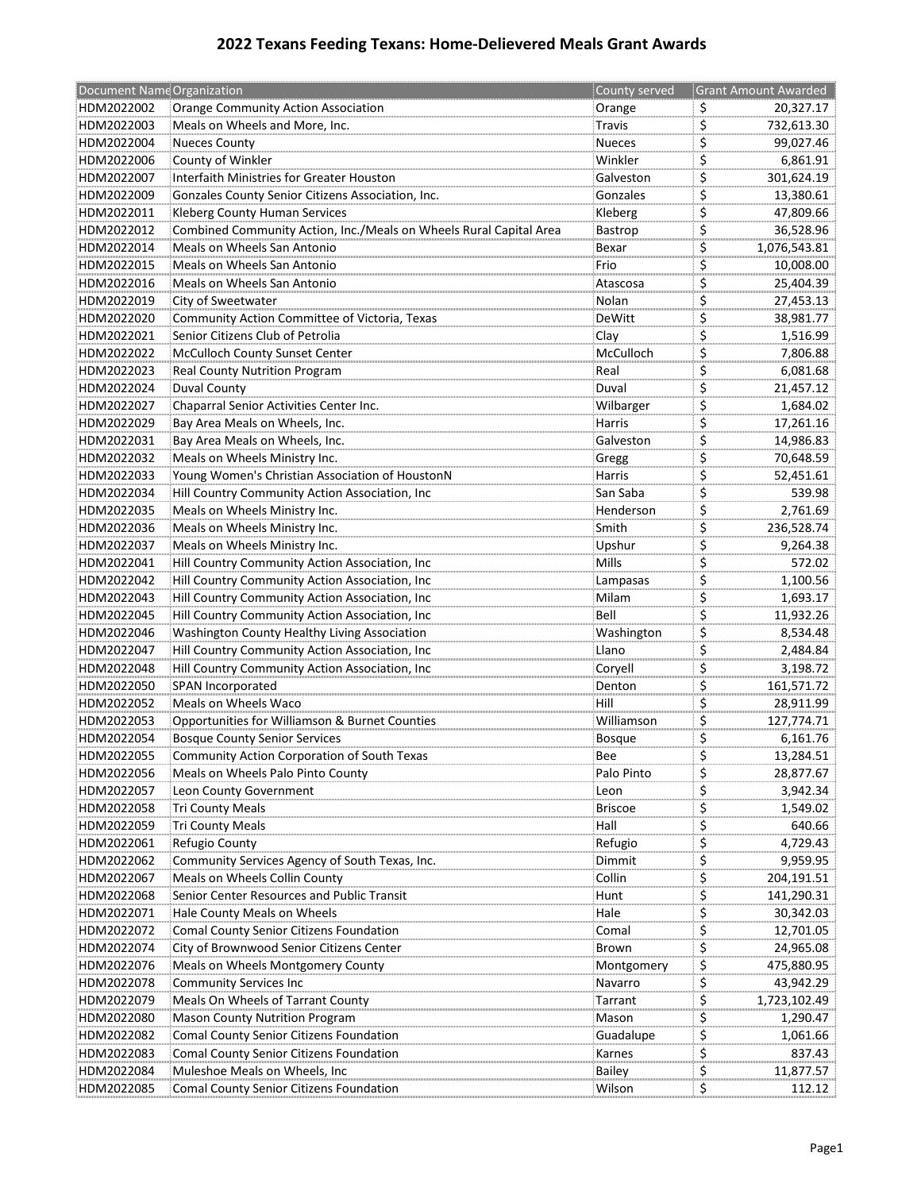# 2022 Texans Feeding Texans: Home-Delievered Meals Grant Awards

| Document Name | Organization | County served | Grant Amount Awarded |
|---|---|---|---|
| HDM2022002 | Orange Community Action Association | Orange | $ 20,327.17 |
| HDM2022003 | Meals on Wheels and More, Inc. | Travis | $ 732,613.30 |
| HDM2022004 | Nueces County | Nueces | $ 99,027.46 |
| HDM2022006 | County of Winkler | Winkler | $ 6,861.91 |
| HDM2022007 | Interfaith Ministries for Greater Houston | Galveston | $ 301,624.19 |
| HDM2022009 | Gonzales County Senior Citizens Association, Inc. | Gonzales | $ 13,380.61 |
| HDM2022011 | Kleberg County Human Services | Kleberg | $ 47,809.66 |
| HDM2022012 | Combined Community Action, Inc./Meals on Wheels Rural Capital Area | Bastrop | $ 36,528.96 |
| HDM2022014 | Meals on Wheels San Antonio | Bexar | $ 1,076,543.81 |
| HDM2022015 | Meals on Wheels San Antonio | Frio | $ 10,008.00 |
| HDM2022016 | Meals on Wheels San Antonio | Atascosa | $ 25,404.39 |
| HDM2022019 | City of Sweetwater | Nolan | $ 27,453.13 |
| HDM2022020 | Community Action Committee of Victoria, Texas | DeWitt | $ 38,981.77 |
| HDM2022021 | Senior Citizens Club of Petrolia | Clay | $ 1,516.99 |
| HDM2022022 | McCulloch County Sunset Center | McCulloch | $ 7,806.88 |
| HDM2022023 | Real County Nutrition Program | Real | $ 6,081.68 |
| HDM2022024 | Duval County | Duval | $ 21,457.12 |
| HDM2022027 | Chaparral Senior Activities Center Inc. | Wilbarger | $ 1,684.02 |
| HDM2022029 | Bay Area Meals on Wheels, Inc. | Harris | $ 17,261.16 |
| HDM2022031 | Bay Area Meals on Wheels, Inc. | Galveston | $ 14,986.83 |
| HDM2022032 | Meals on Wheels Ministry Inc. | Gregg | $ 70,648.59 |
| HDM2022033 | Young Women's Christian Association of HoustonN | Harris | $ 52,451.61 |
| HDM2022034 | Hill Country Community Action Association, Inc | San Saba | $ 539.98 |
| HDM2022035 | Meals on Wheels Ministry Inc. | Henderson | $ 2,761.69 |
| HDM2022036 | Meals on Wheels Ministry Inc. | Smith | $ 236,528.74 |
| HDM2022037 | Meals on Wheels Ministry Inc. | Upshur | $ 9,264.38 |
| HDM2022041 | Hill Country Community Action Association, Inc | Mills | $ 572.02 |
| HDM2022042 | Hill Country Community Action Association, Inc | Lampasas | $ 1,100.56 |
| HDM2022043 | Hill Country Community Action Association, Inc | Milam | $ 1,693.17 |
| HDM2022045 | Hill Country Community Action Association, Inc | Bell | $ 11,932.26 |
| HDM2022046 | Washington County Healthy Living Association | Washington | $ 8,534.48 |
| HDM2022047 | Hill Country Community Action Association, Inc | Llano | $ 2,484.84 |
| HDM2022048 | Hill Country Community Action Association, Inc | Coryell | $ 3,198.72 |
| HDM2022050 | SPAN Incorporated | Denton | $ 161,571.72 |
| HDM2022052 | Meals on Wheels Waco | Hill | $ 28,911.99 |
| HDM2022053 | Opportunities for Williamson & Burnet Counties | Williamson | $ 127,774.71 |
| HDM2022054 | Bosque County Senior Services | Bosque | $ 6,161.76 |
| HDM2022055 | Community Action Corporation of South Texas | Bee | $ 13,284.51 |
| HDM2022056 | Meals on Wheels Palo Pinto County | Palo Pinto | $ 28,877.67 |
| HDM2022057 | Leon County Government | Leon | $ 3,942.34 |
| HDM2022058 | Tri County Meals | Briscoe | $ 1,549.02 |
| HDM2022059 | Tri County Meals | Hall | $ 640.66 |
| HDM2022061 | Refugio County | Refugio | $ 4,729.43 |
| HDM2022062 | Community Services Agency of South Texas, Inc. | Dimmit | $ 9,959.95 |
| HDM2022067 | Meals on Wheels Collin County | Collin | $ 204,191.51 |
| HDM2022068 | Senior Center Resources and Public Transit | Hunt | $ 141,290.31 |
| HDM2022071 | Hale County Meals on Wheels | Hale | $ 30,342.03 |
| HDM2022072 | Comal County Senior Citizens Foundation | Comal | $ 12,701.05 |
| HDM2022074 | City of Brownwood Senior Citizens Center | Brown | $ 24,965.08 |
| HDM2022076 | Meals on Wheels Montgomery County | Montgomery | $ 475,880.95 |
| HDM2022078 | Community Services Inc | Navarro | $ 43,942.29 |
| HDM2022079 | Meals On Wheels of Tarrant County | Tarrant | $ 1,723,102.49 |
| HDM2022080 | Mason County Nutrition Program | Mason | $ 1,290.47 |
| HDM2022082 | Comal County Senior Citizens Foundation | Guadalupe | $ 1,061.66 |
| HDM2022083 | Comal County Senior Citizens Foundation | Karnes | $ 837.43 |
| HDM2022084 | Muleshoe Meals on Wheels, Inc | Bailey | $ 11,877.57 |
| HDM2022085 | Comal County Senior Citizens Foundation | Wilson | $ 112.12 |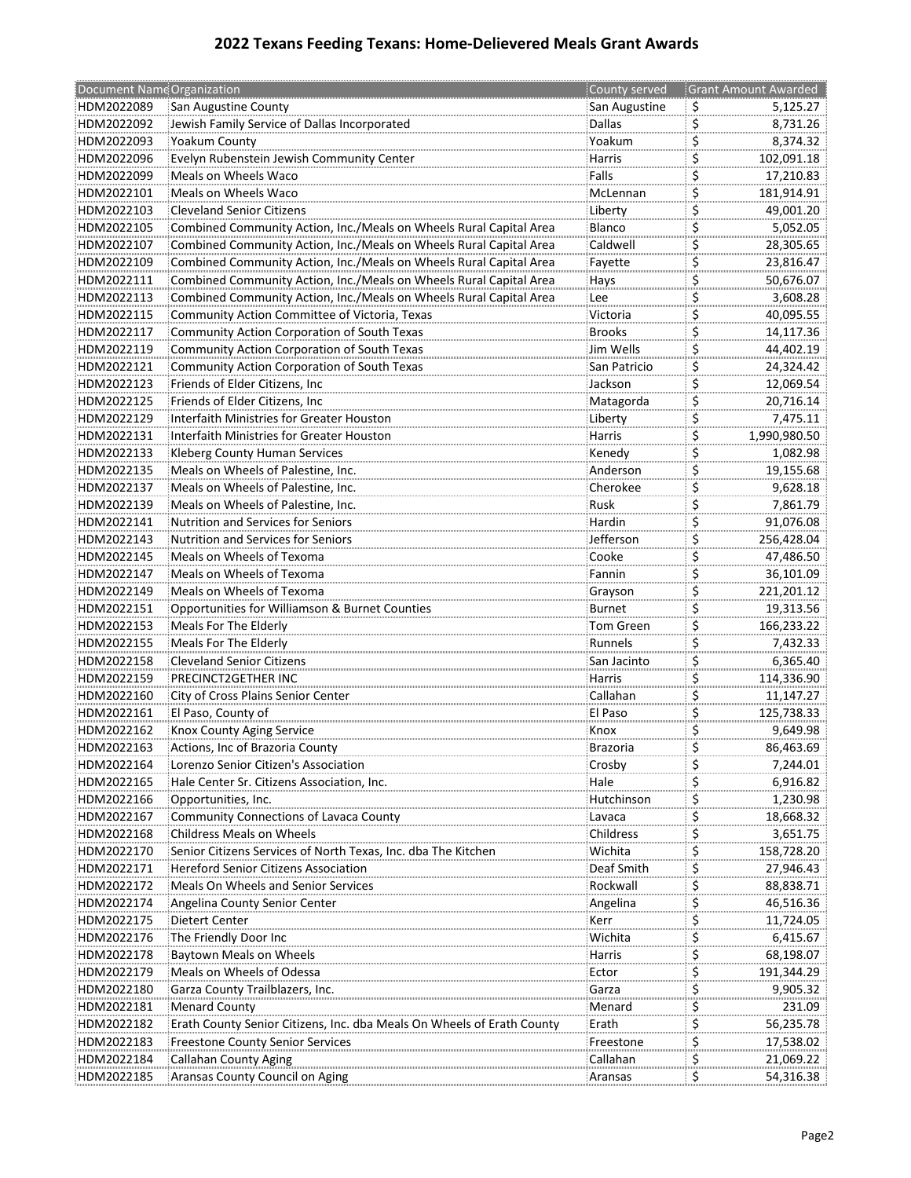## 2022 Texans Feeding Texans: Home-Delievered Meals Grant Awards

| Document Name | Organization | County served | Grant Amount Awarded |
|---|---|---|---|
| HDM2022089 | San Augustine County | San Augustine | $ 5,125.27 |
| HDM2022092 | Jewish Family Service of Dallas Incorporated | Dallas | $ 8,731.26 |
| HDM2022093 | Yoakum County | Yoakum | $ 8,374.32 |
| HDM2022096 | Evelyn Rubenstein Jewish Community Center | Harris | $ 102,091.18 |
| HDM2022099 | Meals on Wheels Waco | Falls | $ 17,210.83 |
| HDM2022101 | Meals on Wheels Waco | McLennan | $ 181,914.91 |
| HDM2022103 | Cleveland Senior Citizens | Liberty | $ 49,001.20 |
| HDM2022105 | Combined Community Action, Inc./Meals on Wheels Rural Capital Area | Blanco | $ 5,052.05 |
| HDM2022107 | Combined Community Action, Inc./Meals on Wheels Rural Capital Area | Caldwell | $ 28,305.65 |
| HDM2022109 | Combined Community Action, Inc./Meals on Wheels Rural Capital Area | Fayette | $ 23,816.47 |
| HDM2022111 | Combined Community Action, Inc./Meals on Wheels Rural Capital Area | Hays | $ 50,676.07 |
| HDM2022113 | Combined Community Action, Inc./Meals on Wheels Rural Capital Area | Lee | $ 3,608.28 |
| HDM2022115 | Community Action Committee of Victoria, Texas | Victoria | $ 40,095.55 |
| HDM2022117 | Community Action Corporation of South Texas | Brooks | $ 14,117.36 |
| HDM2022119 | Community Action Corporation of South Texas | Jim Wells | $ 44,402.19 |
| HDM2022121 | Community Action Corporation of South Texas | San Patricio | $ 24,324.42 |
| HDM2022123 | Friends of Elder Citizens, Inc | Jackson | $ 12,069.54 |
| HDM2022125 | Friends of Elder Citizens, Inc | Matagorda | $ 20,716.14 |
| HDM2022129 | Interfaith Ministries for Greater Houston | Liberty | $ 7,475.11 |
| HDM2022131 | Interfaith Ministries for Greater Houston | Harris | $ 1,990,980.50 |
| HDM2022133 | Kleberg County Human Services | Kenedy | $ 1,082.98 |
| HDM2022135 | Meals on Wheels of Palestine, Inc. | Anderson | $ 19,155.68 |
| HDM2022137 | Meals on Wheels of Palestine, Inc. | Cherokee | $ 9,628.18 |
| HDM2022139 | Meals on Wheels of Palestine, Inc. | Rusk | $ 7,861.79 |
| HDM2022141 | Nutrition and Services for Seniors | Hardin | $ 91,076.08 |
| HDM2022143 | Nutrition and Services for Seniors | Jefferson | $ 256,428.04 |
| HDM2022145 | Meals on Wheels of Texoma | Cooke | $ 47,486.50 |
| HDM2022147 | Meals on Wheels of Texoma | Fannin | $ 36,101.09 |
| HDM2022149 | Meals on Wheels of Texoma | Grayson | $ 221,201.12 |
| HDM2022151 | Opportunities for Williamson & Burnet Counties | Burnet | $ 19,313.56 |
| HDM2022153 | Meals For The Elderly | Tom Green | $ 166,233.22 |
| HDM2022155 | Meals For The Elderly | Runnels | $ 7,432.33 |
| HDM2022158 | Cleveland Senior Citizens | San Jacinto | $ 6,365.40 |
| HDM2022159 | PRECINCT2GETHER INC | Harris | $ 114,336.90 |
| HDM2022160 | City of Cross Plains Senior Center | Callahan | $ 11,147.27 |
| HDM2022161 | El Paso, County of | El Paso | $ 125,738.33 |
| HDM2022162 | Knox County Aging Service | Knox | $ 9,649.98 |
| HDM2022163 | Actions, Inc of Brazoria County | Brazoria | $ 86,463.69 |
| HDM2022164 | Lorenzo Senior Citizen's Association | Crosby | $ 7,244.01 |
| HDM2022165 | Hale Center Sr. Citizens Association, Inc. | Hale | $ 6,916.82 |
| HDM2022166 | Opportunities, Inc. | Hutchinson | $ 1,230.98 |
| HDM2022167 | Community Connections of Lavaca County | Lavaca | $ 18,668.32 |
| HDM2022168 | Childress Meals on Wheels | Childress | $ 3,651.75 |
| HDM2022170 | Senior Citizens Services of North Texas, Inc. dba The Kitchen | Wichita | $ 158,728.20 |
| HDM2022171 | Hereford Senior Citizens Association | Deaf Smith | $ 27,946.43 |
| HDM2022172 | Meals On Wheels and Senior Services | Rockwall | $ 88,838.71 |
| HDM2022174 | Angelina County Senior Center | Angelina | $ 46,516.36 |
| HDM2022175 | Dietert Center | Kerr | $ 11,724.05 |
| HDM2022176 | The Friendly Door Inc | Wichita | $ 6,415.67 |
| HDM2022178 | Baytown Meals on Wheels | Harris | $ 68,198.07 |
| HDM2022179 | Meals on Wheels of Odessa | Ector | $ 191,344.29 |
| HDM2022180 | Garza County Trailblazers, Inc. | Garza | $ 9,905.32 |
| HDM2022181 | Menard County | Menard | $ 231.09 |
| HDM2022182 | Erath County Senior Citizens, Inc. dba Meals On Wheels of Erath County | Erath | $ 56,235.78 |
| HDM2022183 | Freestone County Senior Services | Freestone | $ 17,538.02 |
| HDM2022184 | Callahan County Aging | Callahan | $ 21,069.22 |
| HDM2022185 | Aransas County Council on Aging | Aransas | $ 54,316.38 |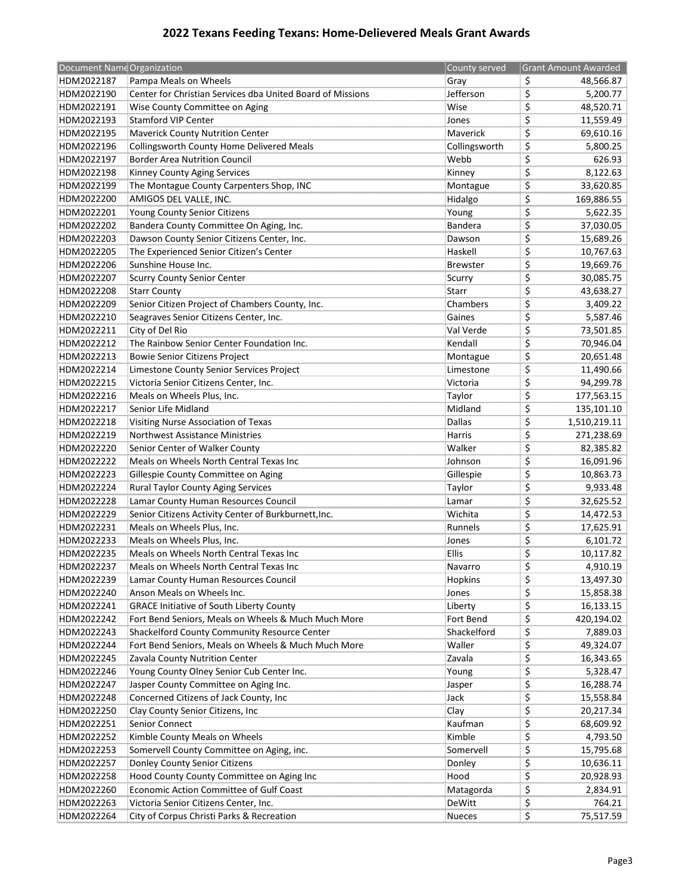## 2022 Texans Feeding Texans: Home-Delievered Meals Grant Awards

| Document Name | Organization | County served | Grant Amount Awarded |
|---|---|---|---|
| HDM2022187 | Pampa Meals on Wheels | Gray | $ 48,566.87 |
| HDM2022190 | Center for Christian Services dba United Board of Missions | Jefferson | $ 5,200.77 |
| HDM2022191 | Wise County Committee on Aging | Wise | $ 48,520.71 |
| HDM2022193 | Stamford VIP Center | Jones | $ 11,559.49 |
| HDM2022195 | Maverick County Nutrition Center | Maverick | $ 69,610.16 |
| HDM2022196 | Collingsworth County Home Delivered Meals | Collingsworth | $ 5,800.25 |
| HDM2022197 | Border Area Nutrition Council | Webb | $ 626.93 |
| HDM2022198 | Kinney County Aging Services | Kinney | $ 8,122.63 |
| HDM2022199 | The Montague County Carpenters Shop, INC | Montague | $ 33,620.85 |
| HDM2022200 | AMIGOS DEL VALLE, INC. | Hidalgo | $ 169,886.55 |
| HDM2022201 | Young County Senior Citizens | Young | $ 5,622.35 |
| HDM2022202 | Bandera County Committee On Aging, Inc. | Bandera | $ 37,030.05 |
| HDM2022203 | Dawson County Senior Citizens Center, Inc. | Dawson | $ 15,689.26 |
| HDM2022205 | The Experienced Senior Citizen's Center | Haskell | $ 10,767.63 |
| HDM2022206 | Sunshine House Inc. | Brewster | $ 19,669.76 |
| HDM2022207 | Scurry County Senior Center | Scurry | $ 30,085.75 |
| HDM2022208 | Starr County | Starr | $ 43,638.27 |
| HDM2022209 | Senior Citizen Project of Chambers County, Inc. | Chambers | $ 3,409.22 |
| HDM2022210 | Seagraves Senior Citizens Center, Inc. | Gaines | $ 5,587.46 |
| HDM2022211 | City of Del Rio | Val Verde | $ 73,501.85 |
| HDM2022212 | The Rainbow Senior Center Foundation Inc. | Kendall | $ 70,946.04 |
| HDM2022213 | Bowie Senior Citizens Project | Montague | $ 20,651.48 |
| HDM2022214 | Limestone County Senior Services Project | Limestone | $ 11,490.66 |
| HDM2022215 | Victoria Senior Citizens Center, Inc. | Victoria | $ 94,299.78 |
| HDM2022216 | Meals on Wheels Plus, Inc. | Taylor | $ 177,563.15 |
| HDM2022217 | Senior Life Midland | Midland | $ 135,101.10 |
| HDM2022218 | Visiting Nurse Association of Texas | Dallas | $ 1,510,219.11 |
| HDM2022219 | Northwest Assistance Ministries | Harris | $ 271,238.69 |
| HDM2022220 | Senior Center of Walker County | Walker | $ 82,385.82 |
| HDM2022222 | Meals on Wheels North Central Texas Inc | Johnson | $ 16,091.96 |
| HDM2022223 | Gillespie County Committee on Aging | Gillespie | $ 10,863.73 |
| HDM2022224 | Rural Taylor County Aging Services | Taylor | $ 9,933.48 |
| HDM2022228 | Lamar County Human Resources Council | Lamar | $ 32,625.52 |
| HDM2022229 | Senior Citizens Activity Center of Burkburnett,Inc. | Wichita | $ 14,472.53 |
| HDM2022231 | Meals on Wheels Plus, Inc. | Runnels | $ 17,625.91 |
| HDM2022233 | Meals on Wheels Plus, Inc. | Jones | $ 6,101.72 |
| HDM2022235 | Meals on Wheels North Central Texas Inc | Ellis | $ 10,117.82 |
| HDM2022237 | Meals on Wheels North Central Texas Inc | Navarro | $ 4,910.19 |
| HDM2022239 | Lamar County Human Resources Council | Hopkins | $ 13,497.30 |
| HDM2022240 | Anson Meals on Wheels Inc. | Jones | $ 15,858.38 |
| HDM2022241 | GRACE Initiative of South Liberty County | Liberty | $ 16,133.15 |
| HDM2022242 | Fort Bend Seniors, Meals on Wheels & Much Much More | Fort Bend | $ 420,194.02 |
| HDM2022243 | Shackelford County Community Resource Center | Shackelford | $ 7,889.03 |
| HDM2022244 | Fort Bend Seniors, Meals on Wheels & Much Much More | Waller | $ 49,324.07 |
| HDM2022245 | Zavala County Nutrition Center | Zavala | $ 16,343.65 |
| HDM2022246 | Young County Olney Senior Cub Center Inc. | Young | $ 5,328.47 |
| HDM2022247 | Jasper County Committee on Aging Inc. | Jasper | $ 16,288.74 |
| HDM2022248 | Concerned Citizens of Jack County, Inc | Jack | $ 15,558.84 |
| HDM2022250 | Clay County Senior Citizens, Inc | Clay | $ 20,217.34 |
| HDM2022251 | Senior Connect | Kaufman | $ 68,609.92 |
| HDM2022252 | Kimble County Meals on Wheels | Kimble | $ 4,793.50 |
| HDM2022253 | Somervell County Committee on Aging, inc. | Somervell | $ 15,795.68 |
| HDM2022257 | Donley County Senior Citizens | Donley | $ 10,636.11 |
| HDM2022258 | Hood County County Committee on Aging Inc | Hood | $ 20,928.93 |
| HDM2022260 | Economic Action Committee of Gulf Coast | Matagorda | $ 2,834.91 |
| HDM2022263 | Victoria Senior Citizens Center, Inc. | DeWitt | $ 764.21 |
| HDM2022264 | City of Corpus Christi Parks & Recreation | Nueces | $ 75,517.59 |